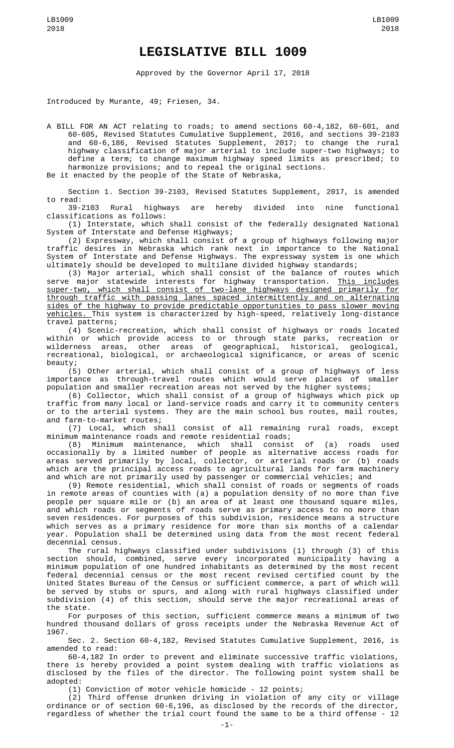# LEGISLATIVE BILL 1009

Approved by the Governor April 17, 2018

Introduced by Murante, 49; Friesen, 34.

A BILL FOR AN ACT relating to roads; to amend sections 60-4,182, 60-601, and 60-605, Revised Statutes Cumulative Supplement, 2016, and sections 39-2103 and 60-6,186, Revised Statutes Supplement, 2017; to change the rural highway classification of major arterial to include super-two highways; to define a term; to change maximum highway speed limits as prescribed; to harmonize provisions; and to repeal the original sections.

Be it enacted by the people of the State of Nebraska,

Section 1. Section 39-2103, Revised Statutes Supplement, 2017, is amended to read:

39-2103 Rural highways are hereby divided into nine functional classifications as follows:

(1) Interstate, which shall consist of the federally designated National System of Interstate and Defense Highways;

(2) Expressway, which shall consist of a group of highways following major traffic desires in Nebraska which rank next in importance to the National System of Interstate and Defense Highways. The expressway system is one which ultimately should be developed to multilane divided highway standards;

(3) Major arterial, which shall consist of the balance of routes which serve major statewide interests for highway transportation. <u>This includes super-two, which shall consist of two-lane highways designed primarily for through traffic with passing lanes spaced intermittently and on alternating sides of the highway to provide predictable opportunities to pass slower moving vehicles.</u> This system is characterized by high-speed, relatively long-distance travel patterns;

(4) Scenic-recreation, which shall consist of highways or roads located within or which provide access to or through state parks, recreation or wilderness areas, other areas of geographical, historical, geological, recreational, biological, or archaeological significance, or areas of scenic beauty;

(5) Other arterial, which shall consist of a group of highways of less importance as through-travel routes which would serve places of smaller population and smaller recreation areas not served by the higher systems;

(6) Collector, which shall consist of a group of highways which pick up traffic from many local or land-service roads and carry it to community centers or to the arterial systems. They are the main school bus routes, mail routes, and farm-to-market routes;

(7) Local, which shall consist of all remaining rural roads, except minimum maintenance roads and remote residential roads;

(8) Minimum maintenance, which shall consist of (a) roads used occasionally by a limited number of people as alternative access roads for areas served primarily by local, collector, or arterial roads or (b) roads which are the principal access roads to agricultural lands for farm machinery and which are not primarily used by passenger or commercial vehicles; and

(9) Remote residential, which shall consist of roads or segments of roads in remote areas of counties with (a) a population density of no more than five people per square mile or (b) an area of at least one thousand square miles, and which roads or segments of roads serve as primary access to no more than seven residences. For purposes of this subdivision, residence means a structure which serves as a primary residence for more than six months of a calendar year. Population shall be determined using data from the most recent federal decennial census.

The rural highways classified under subdivisions (1) through (3) of this section should, combined, serve every incorporated municipality having a minimum population of one hundred inhabitants as determined by the most recent federal decennial census or the most recent revised certified count by the United States Bureau of the Census or sufficient commerce, a part of which will be served by stubs or spurs, and along with rural highways classified under subdivision (4) of this section, should serve the major recreational areas of the state.

For purposes of this section, sufficient commerce means a minimum of two hundred thousand dollars of gross receipts under the Nebraska Revenue Act of 1967.

Sec. 2. Section 60-4,182, Revised Statutes Cumulative Supplement, 2016, is amended to read:

60-4,182 In order to prevent and eliminate successive traffic violations, there is hereby provided a point system dealing with traffic violations as disclosed by the files of the director. The following point system shall be adopted:

(1) Conviction of motor vehicle homicide - 12 points;

(2) Third offense drunken driving in violation of any city or village ordinance or of section 60-6,196, as disclosed by the records of the director, regardless of whether the trial court found the same to be a third offense - 12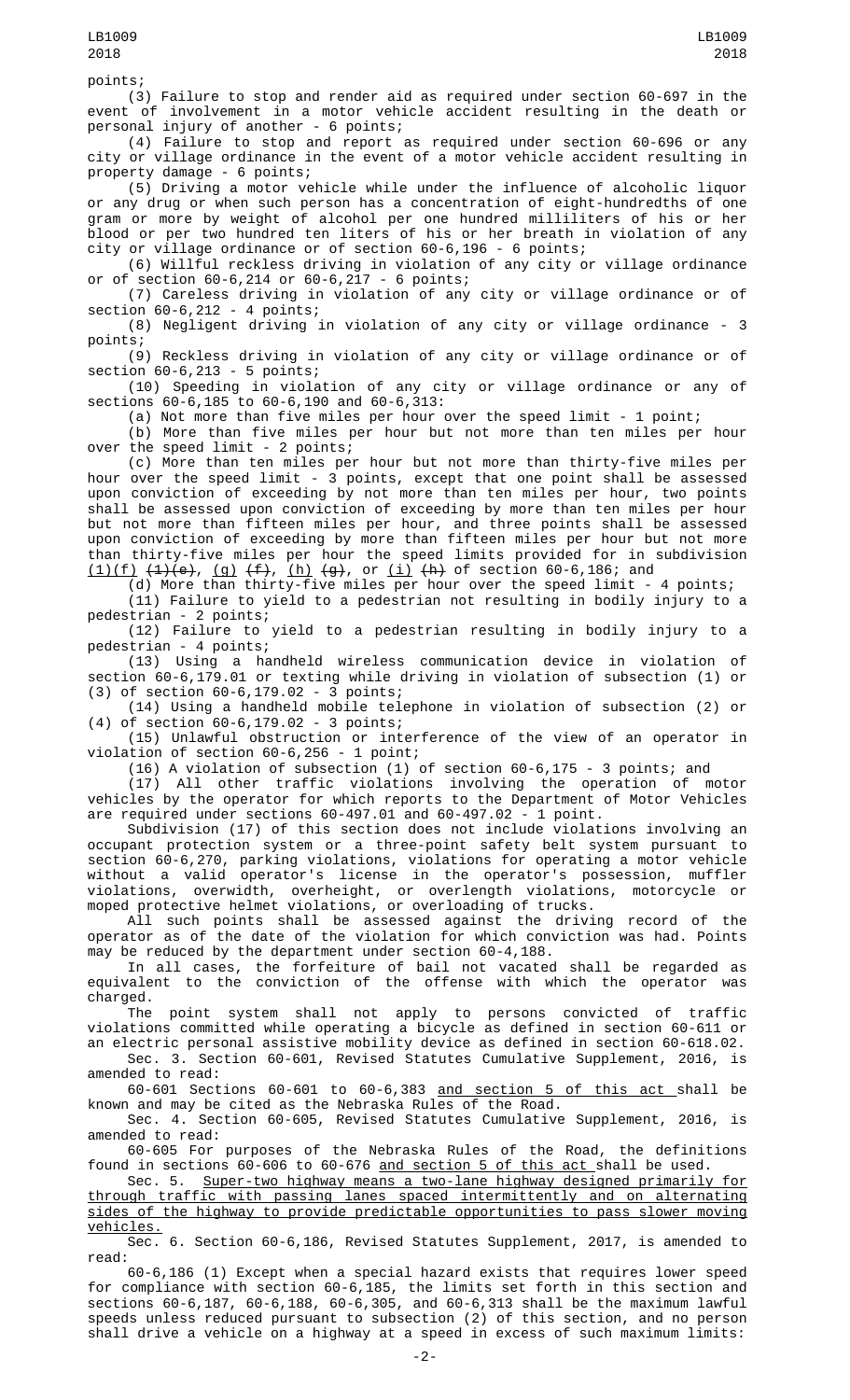points;

(3) Failure to stop and render aid as required under section 60-697 in the event of involvement in a motor vehicle accident resulting in the death or personal injury of another - 6 points;

(4) Failure to stop and report as required under section 60-696 or any city or village ordinance in the event of a motor vehicle accident resulting in property damage - 6 points;

(5) Driving a motor vehicle while under the influence of alcoholic liquor or any drug or when such person has a concentration of eight-hundredths of one gram or more by weight of alcohol per one hundred milliliters of his or her blood or per two hundred ten liters of his or her breath in violation of any city or village ordinance or of section 60-6,196 - 6 points;

(6) Willful reckless driving in violation of any city or village ordinance or of section 60-6,214 or 60-6,217 - 6 points;

(7) Careless driving in violation of any city or village ordinance or of section 60-6,212 - 4 points;

(8) Negligent driving in violation of any city or village ordinance - 3 points;

(9) Reckless driving in violation of any city or village ordinance or of section 60-6,213 - 5 points;

(10) Speeding in violation of any city or village ordinance or any of sections 60-6,185 to 60-6,190 and 60-6,313:

(a) Not more than five miles per hour over the speed limit - 1 point;

(b) More than five miles per hour but not more than ten miles per hour over the speed limit - 2 points;

(c) More than ten miles per hour but not more than thirty-five miles per hour over the speed limit - 3 points, except that one point shall be assessed upon conviction of exceeding by not more than ten miles per hour, two points shall be assessed upon conviction of exceeding by more than ten miles per hour but not more than fifteen miles per hour, and three points shall be assessed upon conviction of exceeding by more than fifteen miles per hour but not more than thirty-five miles per hour the speed limits provided for in subdivision (1)(f) ~~(1)(e)~~, (g) ~~(f)~~, (h) ~~(g)~~, or (i) ~~(h)~~ of section 60-6,186; and

(d) More than thirty-five miles per hour over the speed limit - 4 points;

(11) Failure to yield to a pedestrian not resulting in bodily injury to a pedestrian - 2 points;

(12) Failure to yield to a pedestrian resulting in bodily injury to a pedestrian - 4 points;

(13) Using a handheld wireless communication device in violation of section 60-6,179.01 or texting while driving in violation of subsection (1) or (3) of section 60-6,179.02 - 3 points;

(14) Using a handheld mobile telephone in violation of subsection (2) or (4) of section 60-6,179.02 - 3 points;

(15) Unlawful obstruction or interference of the view of an operator in violation of section 60-6,256 - 1 point;

(16) A violation of subsection (1) of section 60-6,175 - 3 points; and

(17) All other traffic violations involving the operation of motor vehicles by the operator for which reports to the Department of Motor Vehicles are required under sections 60-497.01 and 60-497.02 - 1 point.

Subdivision (17) of this section does not include violations involving an occupant protection system or a three-point safety belt system pursuant to section 60-6,270, parking violations, violations for operating a motor vehicle without a valid operator's license in the operator's possession, muffler violations, overwidth, overheight, or overlength violations, motorcycle or moped protective helmet violations, or overloading of trucks.

All such points shall be assessed against the driving record of the operator as of the date of the violation for which conviction was had. Points may be reduced by the department under section 60-4,188.

In all cases, the forfeiture of bail not vacated shall be regarded as equivalent to the conviction of the offense with which the operator was charged.

The point system shall not apply to persons convicted of traffic violations committed while operating a bicycle as defined in section 60-611 or an electric personal assistive mobility device as defined in section 60-618.02.

Sec. 3. Section 60-601, Revised Statutes Cumulative Supplement, 2016, is amended to read:

60-601 Sections 60-601 to 60-6,383 and section 5 of this act shall be known and may be cited as the Nebraska Rules of the Road.

Sec. 4. Section 60-605, Revised Statutes Cumulative Supplement, 2016, is amended to read:

60-605 For purposes of the Nebraska Rules of the Road, the definitions found in sections 60-606 to 60-676 and section 5 of this act shall be used.

Sec. 5. Super-two highway means a two-lane highway designed primarily for through traffic with passing lanes spaced intermittently and on alternating sides of the highway to provide predictable opportunities to pass slower moving vehicles.

Sec. 6. Section 60-6,186, Revised Statutes Supplement, 2017, is amended to read:

60-6,186 (1) Except when a special hazard exists that requires lower speed for compliance with section 60-6,185, the limits set forth in this section and sections 60-6,187, 60-6,188, 60-6,305, and 60-6,313 shall be the maximum lawful speeds unless reduced pursuant to subsection (2) of this section, and no person shall drive a vehicle on a highway at a speed in excess of such maximum limits: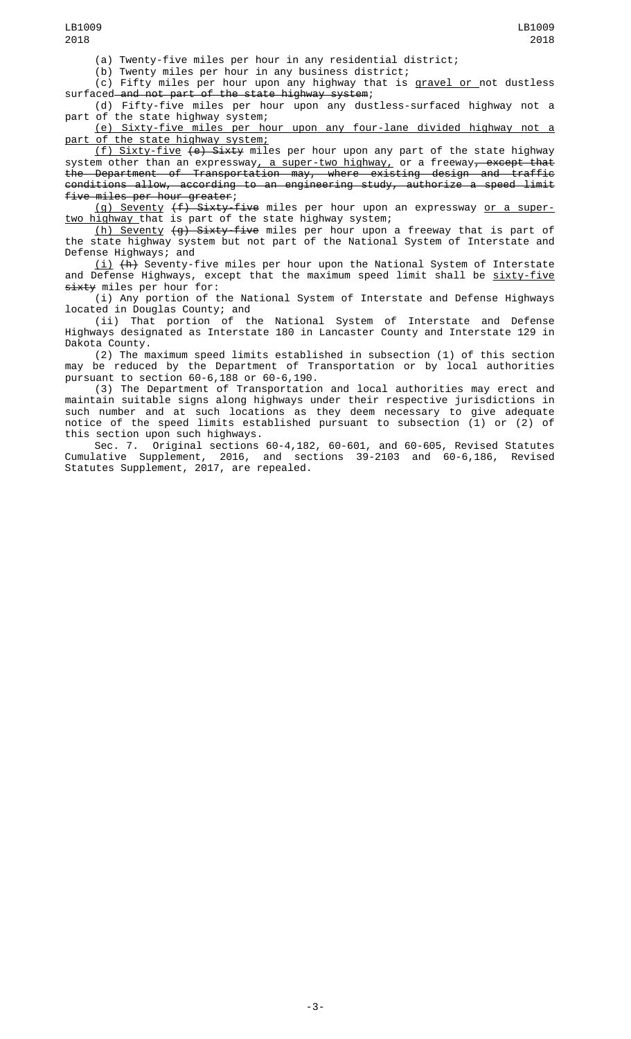(a) Twenty-five miles per hour in any residential district;

(b) Twenty miles per hour in any business district;

(c) Fifty miles per hour upon any highway that is gravel or not dustless surfaced and not part of the state highway system;

(d) Fifty-five miles per hour upon any dustless-surfaced highway not a part of the state highway system;

(e) Sixty-five miles per hour upon any four-lane divided highway not a part of the state highway system;

(f) Sixty-five (e) Sixty miles per hour upon any part of the state highway system other than an expressway, a super-two highway, or a freeway, except that the Department of Transportation may, where existing design and traffic conditions allow, according to an engineering study, authorize a speed limit five miles per hour greater;

(g) Seventy (f) Sixty-five miles per hour upon an expressway or a super-two highway that is part of the state highway system;

(h) Seventy (g) Sixty-five miles per hour upon a freeway that is part of the state highway system but not part of the National System of Interstate and Defense Highways; and

(i) (h) Seventy-five miles per hour upon the National System of Interstate and Defense Highways, except that the maximum speed limit shall be sixty-five sixty miles per hour for:

(i) Any portion of the National System of Interstate and Defense Highways located in Douglas County; and

(ii) That portion of the National System of Interstate and Defense Highways designated as Interstate 180 in Lancaster County and Interstate 129 in Dakota County.

(2) The maximum speed limits established in subsection (1) of this section may be reduced by the Department of Transportation or by local authorities pursuant to section 60-6,188 or 60-6,190.

(3) The Department of Transportation and local authorities may erect and maintain suitable signs along highways under their respective jurisdictions in such number and at such locations as they deem necessary to give adequate notice of the speed limits established pursuant to subsection (1) or (2) of this section upon such highways.

Sec. 7. Original sections 60-4,182, 60-601, and 60-605, Revised Statutes Cumulative Supplement, 2016, and sections 39-2103 and 60-6,186, Revised Statutes Supplement, 2017, are repealed.